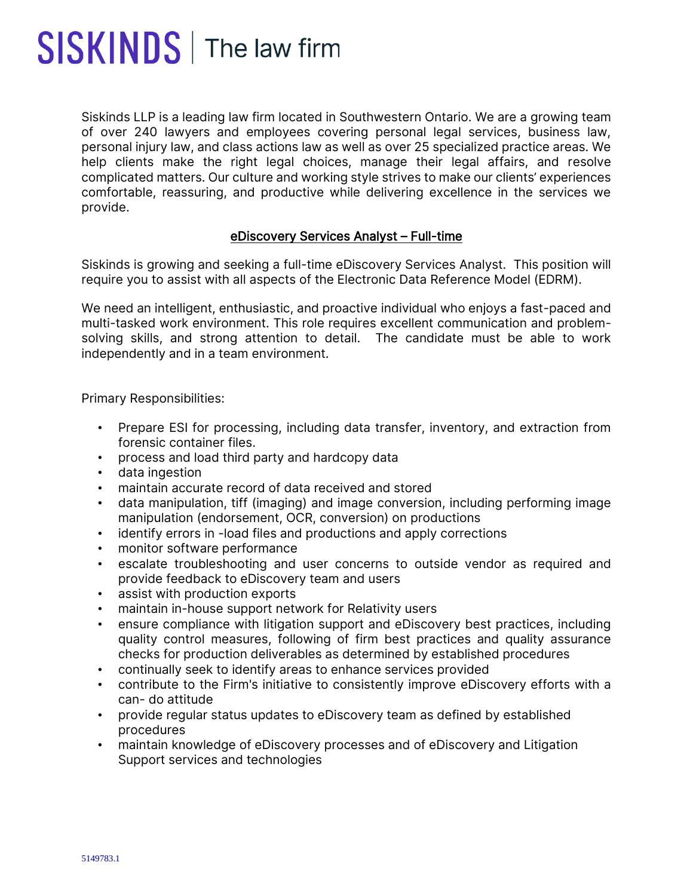# SISKINDS | The law firm

Siskinds LLP is a leading law firm located in Southwestern Ontario. We are a growing team of over 240 lawyers and employees covering personal legal services, business law, personal injury law, and class actions law as well as over 25 specialized practice areas. We help clients make the right legal choices, manage their legal affairs, and resolve complicated matters. Our culture and working style strives to make our clients' experiences comfortable, reassuring, and productive while delivering excellence in the services we provide.

## eDiscovery Services Analyst – Full-time

Siskinds is growing and seeking a full-time eDiscovery Services Analyst. This position will require you to assist with all aspects of the Electronic Data Reference Model (EDRM).

We need an intelligent, enthusiastic, and proactive individual who enjoys a fast-paced and multi-tasked work environment. This role requires excellent communication and problem-solving skills, and strong attention to detail. The candidate must be able to work independently and in a team environment.

Primary Responsibilities:

- Prepare ESI for processing, including data transfer, inventory, and extraction from forensic container files.
- process and load third party and hardcopy data
- data ingestion
- maintain accurate record of data received and stored
- data manipulation, tiff (imaging) and image conversion, including performing image manipulation (endorsement, OCR, conversion) on productions
- identify errors in -load files and productions and apply corrections
- monitor software performance
- escalate troubleshooting and user concerns to outside vendor as required and provide feedback to eDiscovery team and users
- assist with production exports
- maintain in-house support network for Relativity users
- ensure compliance with litigation support and eDiscovery best practices, including quality control measures, following of firm best practices and quality assurance checks for production deliverables as determined by established procedures
- continually seek to identify areas to enhance services provided
- contribute to the Firm's initiative to consistently improve eDiscovery efforts with a can- do attitude
- provide regular status updates to eDiscovery team as defined by established procedures
- maintain knowledge of eDiscovery processes and of eDiscovery and Litigation Support services and technologies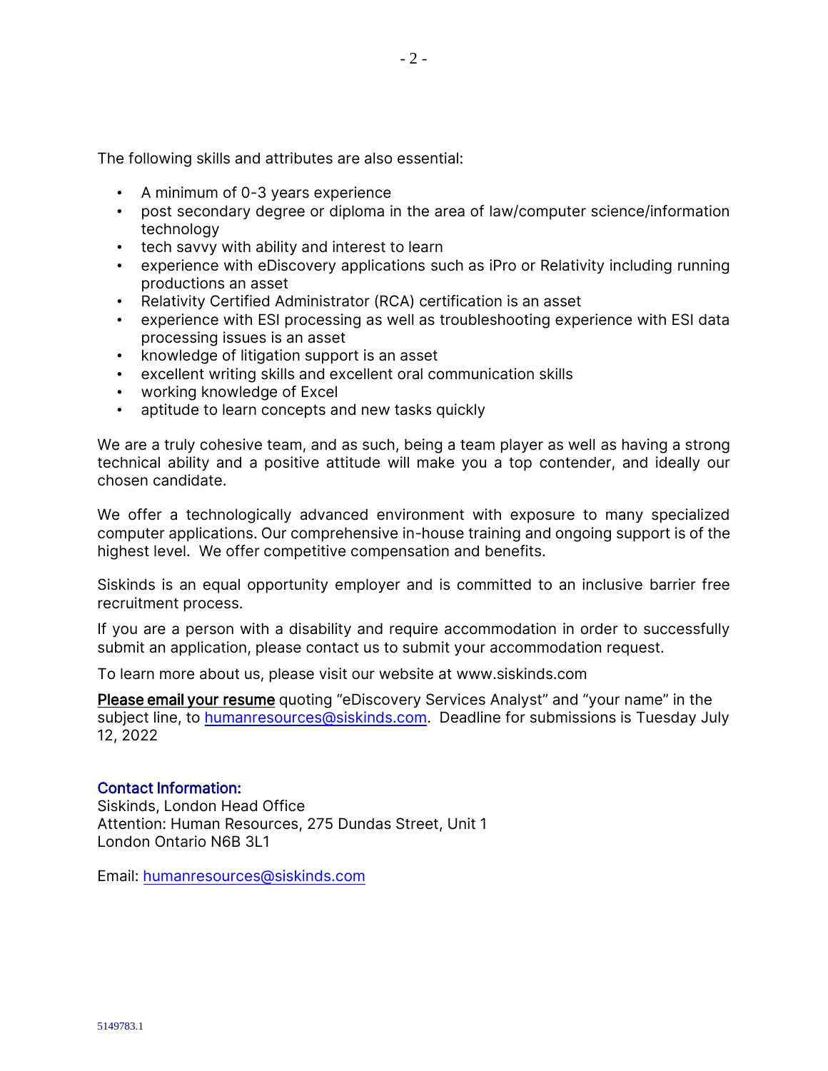The following skills and attributes are also essential:

- A minimum of 0-3 years experience
- post secondary degree or diploma in the area of law/computer science/information technology
- tech savvy with ability and interest to learn
- experience with eDiscovery applications such as iPro or Relativity including running productions an asset
- Relativity Certified Administrator (RCA) certification is an asset
- experience with ESI processing as well as troubleshooting experience with ESI data processing issues is an asset
- knowledge of litigation support is an asset
- excellent writing skills and excellent oral communication skills
- working knowledge of Excel
- aptitude to learn concepts and new tasks quickly

We are a truly cohesive team, and as such, being a team player as well as having a strong technical ability and a positive attitude will make you a top contender, and ideally our chosen candidate.

We offer a technologically advanced environment with exposure to many specialized computer applications. Our comprehensive in-house training and ongoing support is of the highest level. We offer competitive compensation and benefits.

Siskinds is an equal opportunity employer and is committed to an inclusive barrier free recruitment process.

If you are a person with a disability and require accommodation in order to successfully submit an application, please contact us to submit your accommodation request.

To learn more about us, please visit our website at www.siskinds.com

**Please email your resume** quoting "eDiscovery Services Analyst" and "your name" in the subject line, to humanresources@siskinds.com. Deadline for submissions is Tuesday July 12, 2022

**Contact Information:**
Siskinds, London Head Office
Attention: Human Resources, 275 Dundas Street, Unit 1
London Ontario N6B 3L1

Email: humanresources@siskinds.com

5149783.1